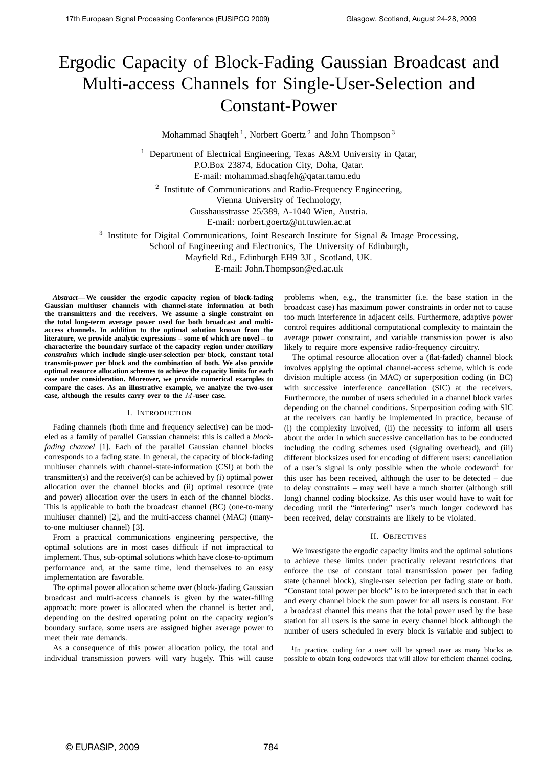# Ergodic Capacity of Block-Fading Gaussian Broadcast and Multi-access Channels for Single-User-Selection and Constant-Power

Mohammad Shaqfeh [1], Norbert Goertz [2] and John Thompson [3]

[1] Department of Electrical Engineering, Texas A&M University in Qatar,
P.O.Box 23874, Education City, Doha, Qatar.
E-mail: mohammad.shaqfeh@qatar.tamu.edu

[2] Institute of Communications and Radio-Frequency Engineering,
Vienna University of Technology,
Gusshausstrasse 25/389, A-1040 Wien, Austria.
E-mail: norbert.goertz@nt.tuwien.ac.at

[3] Institute for Digital Communications, Joint Research Institute for Signal & Image Processing,
School of Engineering and Electronics, The University of Edinburgh,
Mayfield Rd., Edinburgh EH9 3JL, Scotland, UK.
E-mail: John.Thompson@ed.ac.uk

***Abstract*— We consider the ergodic capacity region of block-fading Gaussian multiuser channels with channel-state information at both the transmitters and the receivers. We assume a single constraint on the total long-term average power used for both broadcast and multi-access channels. In addition to the optimal solution known from the literature, we provide analytic expressions – some of which are novel – to characterize the boundary surface of the capacity region under *auxiliary constraints* which include single-user-selection per block, constant total transmit-power per block and the combination of both. We also provide optimal resource allocation schemes to achieve the capacity limits for each case under consideration. Moreover, we provide numerical examples to compare the cases. As an illustrative example, we analyze the two-user case, although the results carry over to the $M$-user case.**

## I. Introduction

Fading channels (both time and frequency selective) can be modeled as a family of parallel Gaussian channels: this is called a *block-fading channel* [1]. Each of the parallel Gaussian channel blocks corresponds to a fading state. In general, the capacity of block-fading multiuser channels with channel-state-information (CSI) at both the transmitter(s) and the receiver(s) can be achieved by (i) optimal power allocation over the channel blocks and (ii) optimal resource (rate and power) allocation over the users in each of the channel blocks. This is applicable to both the broadcast channel (BC) (one-to-many multiuser channel) [2], and the multi-access channel (MAC) (many-to-one multiuser channel) [3].

From a practical communications engineering perspective, the optimal solutions are in most cases difficult if not impractical to implement. Thus, sub-optimal solutions which have close-to-optimum performance and, at the same time, lend themselves to an easy implementation are favorable.

The optimal power allocation scheme over (block-)fading Gaussian broadcast and multi-access channels is given by the water-filling approach: more power is allocated when the channel is better and, depending on the desired operating point on the capacity region's boundary surface, some users are assigned higher average power to meet their rate demands.

As a consequence of this power allocation policy, the total and individual transmission powers will vary hugely. This will cause problems when, e.g., the transmitter (i.e. the base station in the broadcast case) has maximum power constraints in order not to cause too much interference in adjacent cells. Furthermore, adaptive power control requires additional computational complexity to maintain the average power constraint, and variable transmission power is also likely to require more expensive radio-frequency circuitry.

The optimal resource allocation over a (flat-faded) channel block involves applying the optimal channel-access scheme, which is code division multiple access (in MAC) or superposition coding (in BC) with successive interference cancellation (SIC) at the receivers. Furthermore, the number of users scheduled in a channel block varies depending on the channel conditions. Superposition coding with SIC at the receivers can hardly be implemented in practice, because of (i) the complexity involved, (ii) the necessity to inform all users about the order in which successive cancellation has to be conducted including the coding schemes used (signaling overhead), and (iii) different blocksizes used for encoding of different users: cancellation of a user's signal is only possible when the whole codeword[1] for this user has been received, although the user to be detected – due to delay constraints – may well have a much shorter (although still long) channel coding blocksize. As this user would have to wait for decoding until the "interfering" user's much longer codeword has been received, delay constraints are likely to be violated.

## II. Objectives

We investigate the ergodic capacity limits and the optimal solutions to achieve these limits under practically relevant restrictions that enforce the use of constant total transmission power per fading state (channel block), single-user selection per fading state or both. "Constant total power per block" is to be interpreted such that in each and every channel block the sum power for all users is constant. For a broadcast channel this means that the total power used by the base station for all users is the same in every channel block although the number of users scheduled in every block is variable and subject to

[1] In practice, coding for a user will be spread over as many blocks as possible to obtain long codewords that will allow for efficient channel coding.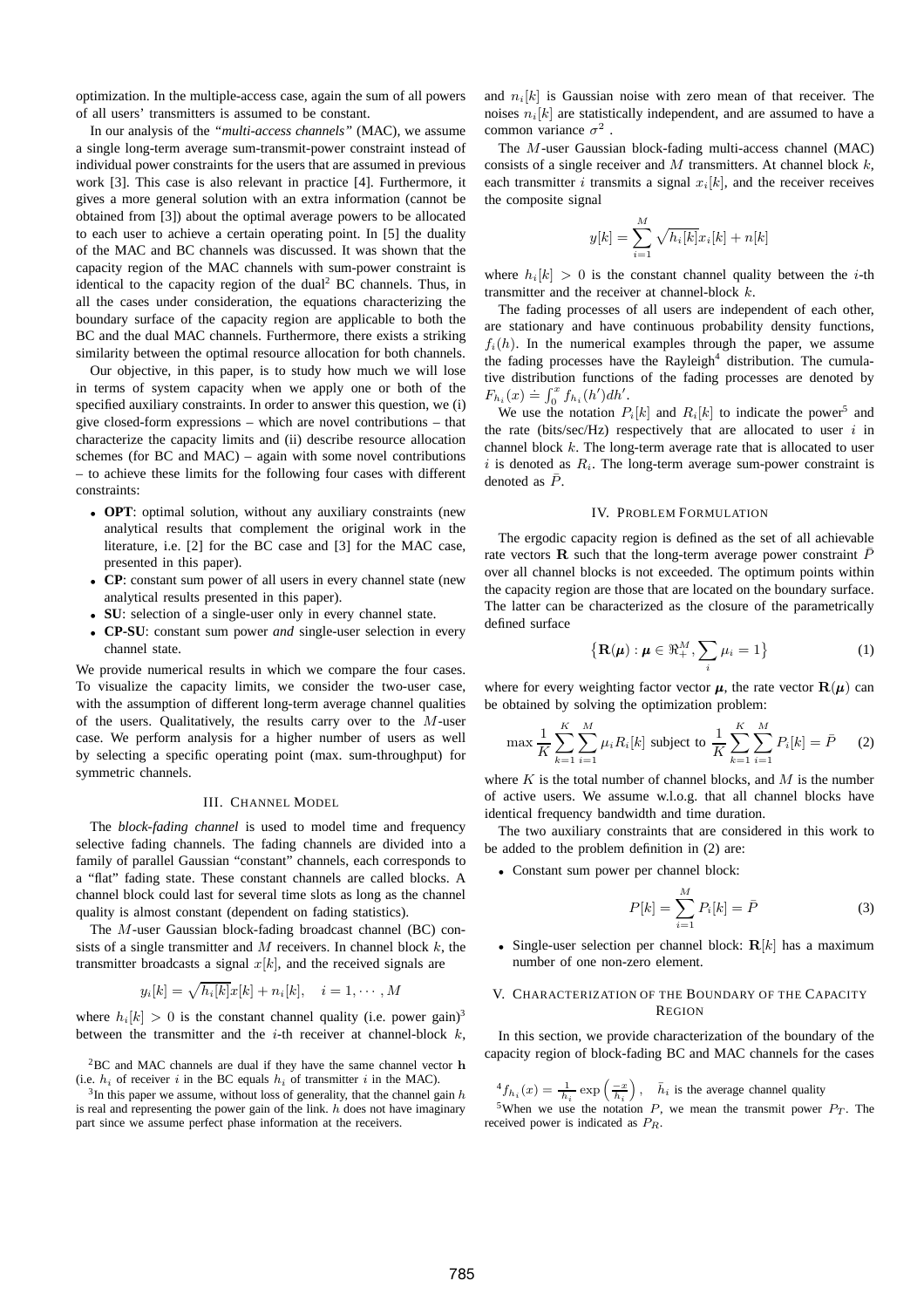optimization. In the multiple-access case, again the sum of all powers of all users' transmitters is assumed to be constant.

In our analysis of the *"multi-access channels"* (MAC), we assume a single long-term average sum-transmit-power constraint instead of individual power constraints for the users that are assumed in previous work [3]. This case is also relevant in practice [4]. Furthermore, it gives a more general solution with an extra information (cannot be obtained from [3]) about the optimal average powers to be allocated to each user to achieve a certain operating point. In [5] the duality of the MAC and BC channels was discussed. It was shown that the capacity region of the MAC channels with sum-power constraint is identical to the capacity region of the dual[2] BC channels. Thus, in all the cases under consideration, the equations characterizing the boundary surface of the capacity region are applicable to both the BC and the dual MAC channels. Furthermore, there exists a striking similarity between the optimal resource allocation for both channels.

Our objective, in this paper, is to study how much we will lose in terms of system capacity when we apply one or both of the specified auxiliary constraints. In order to answer this question, we (i) give closed-form expressions – which are novel contributions – that characterize the capacity limits and (ii) describe resource allocation schemes (for BC and MAC) – again with some novel contributions – to achieve these limits for the following four cases with different constraints:

- **OPT**: optimal solution, without any auxiliary constraints (new analytical results that complement the original work in the literature, i.e. [2] for the BC case and [3] for the MAC case, presented in this paper).
- **CP**: constant sum power of all users in every channel state (new analytical results presented in this paper).
- **SU**: selection of a single-user only in every channel state.
- **CP-SU**: constant sum power *and* single-user selection in every channel state.

We provide numerical results in which we compare the four cases. To visualize the capacity limits, we consider the two-user case, with the assumption of different long-term average channel qualities of the users. Qualitatively, the results carry over to the $M$-user case. We perform analysis for a higher number of users as well by selecting a specific operating point (max. sum-throughput) for symmetric channels.

## III. Channel Model

The *block-fading channel* is used to model time and frequency selective fading channels. The fading channels are divided into a family of parallel Gaussian "constant" channels, each corresponds to a "flat" fading state. These constant channels are called blocks. A channel block could last for several time slots as long as the channel quality is almost constant (dependent on fading statistics).

The $M$-user Gaussian block-fading broadcast channel (BC) consists of a single transmitter and $M$ receivers. In channel block $k$, the transmitter broadcasts a signal $x[k]$, and the received signals are

$$y_i[k] = \sqrt{h_i[k]}x[k] + n_i[k], \quad i = 1, \cdots, M$$

where $h_i[k] > 0$ is the constant channel quality (i.e. power gain)[3] between the transmitter and the $i$-th receiver at channel-block $k$, and $n_i[k]$ is Gaussian noise with zero mean of that receiver. The noises $n_i[k]$ are statistically independent, and are assumed to have a common variance $\sigma^2$.

The $M$-user Gaussian block-fading multi-access channel (MAC) consists of a single receiver and $M$ transmitters. At channel block $k$, each transmitter $i$ transmits a signal $x_i[k]$, and the receiver receives the composite signal

$$y[k] = \sum_{i=1}^{M} \sqrt{h_i[k]}x_i[k] + n[k]$$

where $h_i[k] > 0$ is the constant channel quality between the $i$-th transmitter and the receiver at channel-block $k$.

The fading processes of all users are independent of each other, are stationary and have continuous probability density functions, $f_i(h)$. In the numerical examples through the paper, we assume the fading processes have the Rayleigh[4] distribution. The cumulative distribution functions of the fading processes are denoted by $F_{h_i}(x) \doteq \int_0^x f_{h_i}(h')dh'$.

We use the notation $P_i[k]$ and $R_i[k]$ to indicate the power[5] and the rate (bits/sec/Hz) respectively that are allocated to user $i$ in channel block $k$. The long-term average rate that is allocated to user $i$ is denoted as $R_i$. The long-term average sum-power constraint is denoted as $\bar{P}$.

## IV. Problem Formulation

The ergodic capacity region is defined as the set of all achievable rate vectors $\mathbf{R}$ such that the long-term average power constraint $\bar{P}$ over all channel blocks is not exceeded. The optimum points within the capacity region are those that are located on the boundary surface. The latter can be characterized as the closure of the parametrically defined surface

$$\left\{\mathbf{R}(\boldsymbol{\mu}) : \boldsymbol{\mu} \in \Re_+^M, \sum_i \mu_i = 1\right\} \tag{1}$$

where for every weighting factor vector $\boldsymbol{\mu}$, the rate vector $\mathbf{R}(\boldsymbol{\mu})$ can be obtained by solving the optimization problem:

$$\max \frac{1}{K}\sum_{k=1}^{K}\sum_{i=1}^{M}\mu_i R_i[k] \text{ subject to } \frac{1}{K}\sum_{k=1}^{K}\sum_{i=1}^{M}P_i[k] = \bar{P} \tag{2}$$

where $K$ is the total number of channel blocks, and $M$ is the number of active users. We assume w.l.o.g. that all channel blocks have identical frequency bandwidth and time duration.

The two auxiliary constraints that are considered in this work to be added to the problem definition in (2) are:

- Constant sum power per channel block:

$$P[k] = \sum_{i=1}^{M} P_i[k] = \bar{P} \tag{3}$$

- Single-user selection per channel block: $\mathbf{R}[k]$ has a maximum number of one non-zero element.

## V. Characterization of the Boundary of the Capacity Region

In this section, we provide characterization of the boundary of the capacity region of block-fading BC and MAC channels for the cases

---

[2] BC and MAC channels are dual if they have the same channel vector $\mathbf{h}$ (i.e. $h_i$ of receiver $i$ in the BC equals $h_i$ of transmitter $i$ in the MAC).

[3] In this paper we assume, without loss of generality, that the channel gain $h$ is real and representing the power gain of the link. $h$ does not have imaginary part since we assume perfect phase information at the receivers.

[4] $f_{h_i}(x) = \frac{1}{\bar{h}_i}\exp\left(\frac{-x}{\bar{h}_i}\right)$, $\bar{h}_i$ is the average channel quality

[5] When we use the notation $P$, we mean the transmit power $P_T$. The received power is indicated as $P_R$.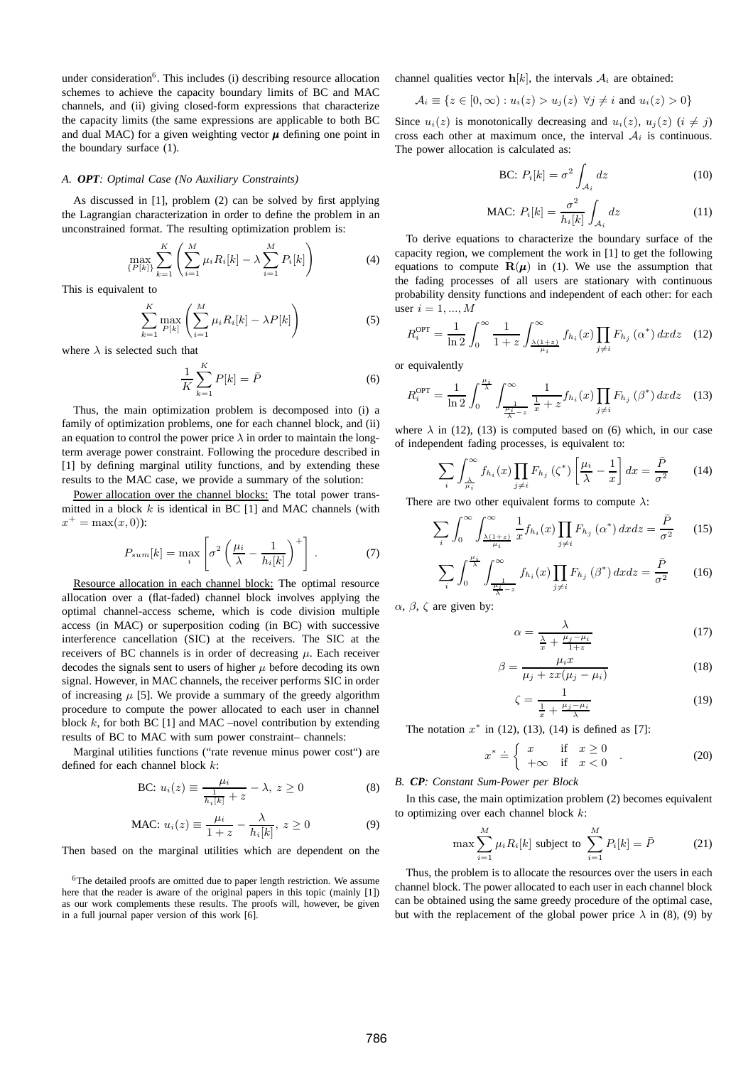under consideration[6]. This includes (i) describing resource allocation schemes to achieve the capacity boundary limits of BC and MAC channels, and (ii) giving closed-form expressions that characterize the capacity limits (the same expressions are applicable to both BC and dual MAC) for a given weighting vector $\boldsymbol{\mu}$ defining one point in the boundary surface (1).

### A. *OPT: Optimal Case (No Auxiliary Constraints)*

As discussed in [1], problem (2) can be solved by first applying the Lagrangian characterization in order to define the problem in an unconstrained format. The resulting optimization problem is:

$$\max_{\{P[k]\}} \sum_{k=1}^{K} \left( \sum_{i=1}^{M} \mu_i R_i[k] - \lambda \sum_{i=1}^{M} P_i[k] \right) \tag{4}$$

This is equivalent to

$$\sum_{k=1}^{K} \max_{P[k]} \left( \sum_{i=1}^{M} \mu_i R_i[k] - \lambda P[k] \right) \tag{5}$$

where $\lambda$ is selected such that

$$\frac{1}{K} \sum_{k=1}^{K} P[k] = \bar{P} \tag{6}$$

Thus, the main optimization problem is decomposed into (i) a family of optimization problems, one for each channel block, and (ii) an equation to control the power price $\lambda$ in order to maintain the long-term average power constraint. Following the procedure described in [1] by defining marginal utility functions, and by extending these results to the MAC case, we provide a summary of the solution:

Power allocation over the channel blocks: The total power transmitted in a block $k$ is identical in BC [1] and MAC channels (with $x^+ = \max(x, 0)$):

$$P_{sum}[k] = \max_i \left[ \sigma^2 \left( \frac{\mu_i}{\lambda} - \frac{1}{h_i[k]} \right)^+ \right]. \tag{7}$$

Resource allocation in each channel block: The optimal resource allocation over a (flat-faded) channel block involves applying the optimal channel-access scheme, which is code division multiple access (in MAC) or superposition coding (in BC) with successive interference cancellation (SIC) at the receivers. The SIC at the receivers of BC channels is in order of decreasing $\mu$. Each receiver decodes the signals sent to users of higher $\mu$ before decoding its own signal. However, in MAC channels, the receiver performs SIC in order of increasing $\mu$ [5]. We provide a summary of the greedy algorithm procedure to compute the power allocated to each user in channel block $k$, for both BC [1] and MAC –novel contribution by extending results of BC to MAC with sum power constraint– channels:

Marginal utilities functions ("rate revenue minus power cost") are defined for each channel block $k$:

$$\text{BC: } u_i(z) \equiv \frac{\mu_i}{\frac{1}{h_i[k]} + z} - \lambda,\ z \geq 0 \tag{8}$$

$$\text{MAC: } u_i(z) \equiv \frac{\mu_i}{1+z} - \frac{\lambda}{h_i[k]},\ z \geq 0 \tag{9}$$

Then based on the marginal utilities which are dependent on the channel qualities vector $\mathbf{h}[k]$, the intervals $\mathcal{A}_i$ are obtained:

$$\mathcal{A}_i \equiv \{z \in [0, \infty) : u_i(z) > u_j(z)\ \ \forall j \neq i \text{ and } u_i(z) > 0\}$$

Since $u_i(z)$ is monotonically decreasing and $u_i(z)$, $u_j(z)$ $(i \neq j)$ cross each other at maximum once, the interval $\mathcal{A}_i$ is continuous. The power allocation is calculated as:

$$\text{BC: } P_i[k] = \sigma^2 \int_{\mathcal{A}_i} dz \tag{10}$$

$$\text{MAC: } P_i[k] = \frac{\sigma^2}{h_i[k]} \int_{\mathcal{A}_i} dz \tag{11}$$

To derive equations to characterize the boundary surface of the capacity region, we complement the work in [1] to get the following equations to compute $\mathbf{R}(\boldsymbol{\mu})$ in (1). We use the assumption that the fading processes of all users are stationary with continuous probability density functions and independent of each other: for each user $i = 1, ..., M$

$$R_i^{\text{OPT}} = \frac{1}{\ln 2} \int_0^\infty \frac{1}{1+z} \int_{\frac{\lambda(1+z)}{\mu_i}}^\infty f_{h_i}(x) \prod_{j \neq i} F_{h_j}\left(\alpha^*\right) dx dz \tag{12}$$

or equivalently

$$R_i^{\text{OPT}} = \frac{1}{\ln 2} \int_0^{\frac{\mu_i}{\lambda}} \int_{\frac{1}{\frac{\mu_i}{\lambda} - z}}^\infty \frac{1}{\frac{1}{x} + z} f_{h_i}(x) \prod_{j \neq i} F_{h_j}\left(\beta^*\right) dx dz \tag{13}$$

where $\lambda$ in (12), (13) is computed based on (6) which, in our case of independent fading processes, is equivalent to:

$$\sum_i \int_{\frac{\lambda}{\mu_i}}^\infty f_{h_i}(x) \prod_{j \neq i} F_{h_j}\left(\zeta^*\right) \left[ \frac{\mu_i}{\lambda} - \frac{1}{x} \right] dx = \frac{\bar{P}}{\sigma^2} \tag{14}$$

There are two other equivalent forms to compute $\lambda$:

$$\sum_i \int_0^\infty \int_{\frac{\lambda(1+z)}{\mu_i}}^\infty \frac{1}{x} f_{h_i}(x) \prod_{j \neq i} F_{h_j}\left(\alpha^*\right) dx dz = \frac{\bar{P}}{\sigma^2} \tag{15}$$

$$\sum_i \int_0^{\frac{\mu_i}{\lambda}} \int_{\frac{1}{\frac{\mu_i}{\lambda} - z}}^\infty f_{h_i}(x) \prod_{j \neq i} F_{h_j}\left(\beta^*\right) dx dz = \frac{\bar{P}}{\sigma^2} \tag{16}$$

$\alpha$, $\beta$, $\zeta$ are given by:

$$\alpha = \frac{\lambda}{\frac{\lambda}{x} + \frac{\mu_j - \mu_i}{1+z}} \tag{17}$$

$$\beta = \frac{\mu_i x}{\mu_j + zx(\mu_j - \mu_i)} \tag{18}$$

$$\zeta = \frac{1}{\frac{1}{x} + \frac{\mu_j - \mu_i}{\lambda}} \tag{19}$$

The notation $x^*$ in (12), (13), (14) is defined as [7]:

$$x^* \doteq \begin{cases} x & \text{if} \quad x \geq 0 \\ +\infty & \text{if} \quad x < 0 \end{cases}. \tag{20}$$

### B. *CP: Constant Sum-Power per Block*

In this case, the main optimization problem (2) becomes equivalent to optimizing over each channel block $k$:

$$\max \sum_{i=1}^{M} \mu_i R_i[k] \text{ subject to } \sum_{i=1}^{M} P_i[k] = \bar{P} \tag{21}$$

Thus, the problem is to allocate the resources over the users in each channel block. The power allocated to each user in each channel block can be obtained using the same greedy procedure of the optimal case, but with the replacement of the global power price $\lambda$ in (8), (9) by

[6] The detailed proofs are omitted due to paper length restriction. We assume here that the reader is aware of the original papers in this topic (mainly [1]) as our work complements these results. The proofs will, however, be given in a full journal paper version of this work [6].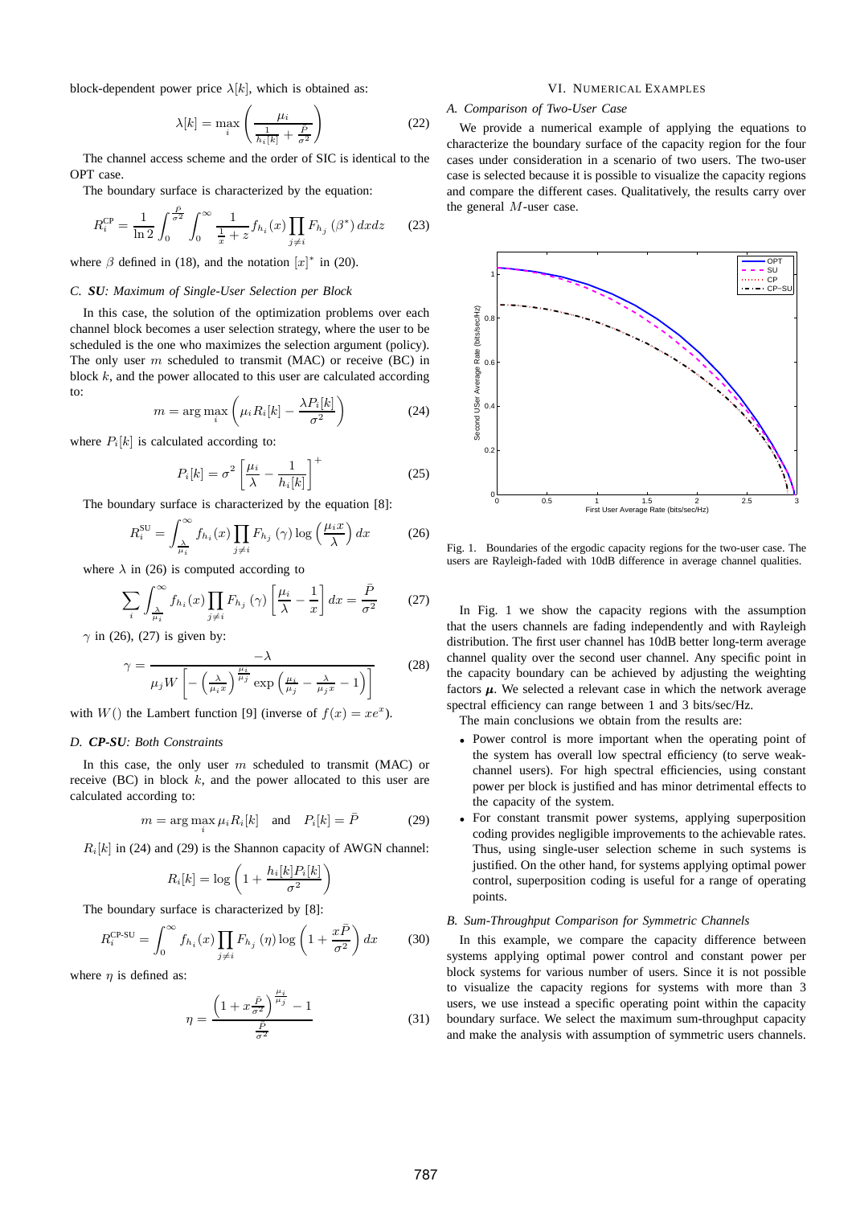block-dependent power price $\lambda[k]$, which is obtained as:

$$\lambda[k] = \max_i \left( \frac{\mu_i}{\frac{1}{h_i[k]} + \frac{\bar{P}}{\sigma^2}} \right) \tag{22}$$

The channel access scheme and the order of SIC is identical to the OPT case.

The boundary surface is characterized by the equation:

$$R_i^{\text{CP}} = \frac{1}{\ln 2} \int_0^{\frac{\bar{P}}{\sigma^2}} \int_0^{\infty} \frac{1}{\frac{1}{x} + z} f_{h_i}(x) \prod_{j \neq i} F_{h_j}(\beta^*)\, dx dz \tag{23}$$

where $\beta$ defined in (18), and the notation $[x]^*$ in (20).

### C. *SU: Maximum of Single-User Selection per Block*

In this case, the solution of the optimization problems over each channel block becomes a user selection strategy, where the user to be scheduled is the one who maximizes the selection argument (policy). The only user $m$ scheduled to transmit (MAC) or receive (BC) in block $k$, and the power allocated to this user are calculated according to:

$$m = \arg\max_i \left( \mu_i R_i[k] - \frac{\lambda P_i[k]}{\sigma^2} \right) \tag{24}$$

where $P_i[k]$ is calculated according to:

$$P_i[k] = \sigma^2 \left[ \frac{\mu_i}{\lambda} - \frac{1}{h_i[k]} \right]^+ \tag{25}$$

The boundary surface is characterized by the equation [8]:

$$R_i^{\text{SU}} = \int_{\frac{\lambda}{\mu_i}}^{\infty} f_{h_i}(x) \prod_{j \neq i} F_{h_j}(\gamma) \log\left( \frac{\mu_i x}{\lambda} \right) dx \tag{26}$$

where $\lambda$ in (26) is computed according to

$$\sum_i \int_{\frac{\lambda}{\mu_i}}^{\infty} f_{h_i}(x) \prod_{j \neq i} F_{h_j}(\gamma) \left[ \frac{\mu_i}{\lambda} - \frac{1}{x} \right] dx = \frac{\bar{P}}{\sigma^2} \tag{27}$$

$\gamma$ in (26), (27) is given by:

$$\gamma = \frac{-\lambda}{\mu_j W\left[ -\left( \frac{\lambda}{\mu_i x} \right)^{\frac{\mu_i}{\mu_j}} \exp\left( \frac{\mu_i}{\mu_j} - \frac{\lambda}{\mu_j x} - 1 \right) \right]} \tag{28}$$

with $W()$ the Lambert function [9] (inverse of $f(x) = xe^x$).

### D. *CP-SU: Both Constraints*

In this case, the only user $m$ scheduled to transmit (MAC) or receive (BC) in block $k$, and the power allocated to this user are calculated according to:

$$m = \arg\max_i \mu_i R_i[k] \quad \text{and} \quad P_i[k] = \bar{P} \tag{29}$$

$R_i[k]$ in (24) and (29) is the Shannon capacity of AWGN channel:

$$R_i[k] = \log\left( 1 + \frac{h_i[k] P_i[k]}{\sigma^2} \right)$$

The boundary surface is characterized by [8]:

$$R_i^{\text{CP-SU}} = \int_0^{\infty} f_{h_i}(x) \prod_{j \neq i} F_{h_j}(\eta) \log\left( 1 + \frac{x\bar{P}}{\sigma^2} \right) dx \tag{30}$$

where $\eta$ is defined as:

$$\eta = \frac{\left( 1 + x\frac{\bar{P}}{\sigma^2} \right)^{\frac{\mu_i}{\mu_j}} - 1}{\frac{\bar{P}}{\sigma^2}} \tag{31}$$

## VI. Numerical Examples

### A. *Comparison of Two-User Case*

We provide a numerical example of applying the equations to characterize the boundary surface of the capacity region for the four cases under consideration in a scenario of two users. The two-user case is selected because it is possible to visualize the capacity regions and compare the different cases. Qualitatively, the results carry over the general $M$-user case.

Fig. 1. Boundaries of the ergodic capacity regions for the two-user case. The users are Rayleigh-faded with 10dB difference in average channel qualities.

In Fig. 1 we show the capacity regions with the assumption that the users channels are fading independently and with Rayleigh distribution. The first user channel has 10dB better long-term average channel quality over the second user channel. Any specific point in the capacity boundary can be achieved by adjusting the weighting factors $\boldsymbol{\mu}$. We selected a relevant case in which the network average spectral efficiency can range between 1 and 3 bits/sec/Hz.

The main conclusions we obtain from the results are:

- Power control is more important when the operating point of the system has overall low spectral efficiency (to serve weak-channel users). For high spectral efficiencies, using constant power per block is justified and has minor detrimental effects to the capacity of the system.
- For constant transmit power systems, applying superposition coding provides negligible improvements to the achievable rates. Thus, using single-user selection scheme in such systems is justified. On the other hand, for systems applying optimal power control, superposition coding is useful for a range of operating points.

### B. *Sum-Throughput Comparison for Symmetric Channels*

In this example, we compare the capacity difference between systems applying optimal power control and constant power per block systems for various number of users. Since it is not possible to visualize the capacity regions for systems with more than 3 users, we use instead a specific operating point within the capacity boundary surface. We select the maximum sum-throughput capacity and make the analysis with assumption of symmetric users channels.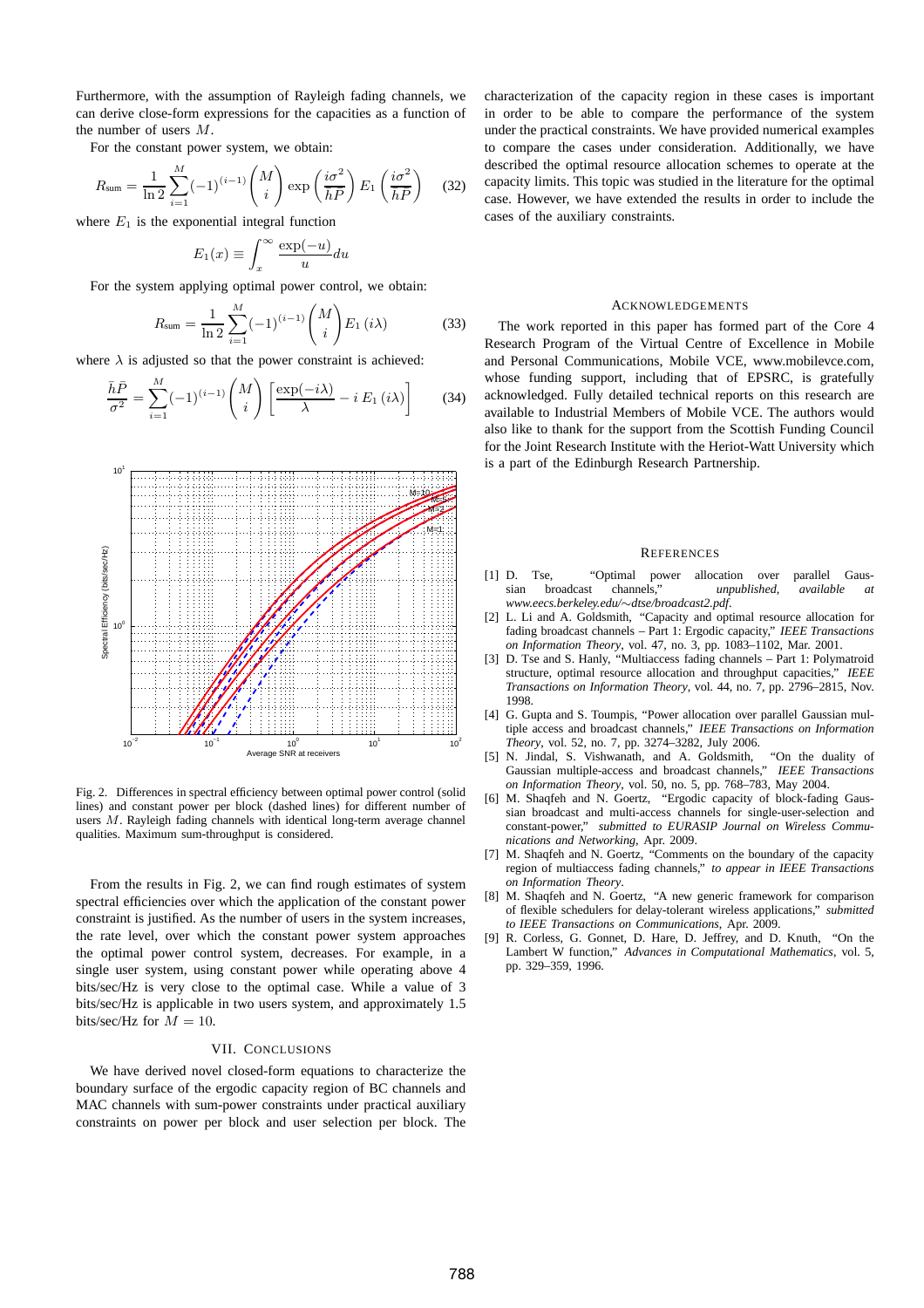Furthermore, with the assumption of Rayleigh fading channels, we can derive close-form expressions for the capacities as a function of the number of users $M$.

For the constant power system, we obtain:

$$R_{\text{sum}} = \frac{1}{\ln 2} \sum_{i=1}^{M} (-1)^{(i-1)} \binom{M}{i} \exp\left(\frac{i\sigma^2}{\bar{h}\bar{P}}\right) E_1\left(\frac{i\sigma^2}{\bar{h}\bar{P}}\right) \quad (32)$$

where $E_1$ is the exponential integral function

$$E_1(x) \equiv \int_x^\infty \frac{\exp(-u)}{u} du$$

For the system applying optimal power control, we obtain:

$$R_{\text{sum}} = \frac{1}{\ln 2} \sum_{i=1}^{M} (-1)^{(i-1)} \binom{M}{i} E_1(i\lambda) \quad (33)$$

where $\lambda$ is adjusted so that the power constraint is achieved:

$$\frac{\bar{h}\bar{P}}{\sigma^2} = \sum_{i=1}^{M} (-1)^{(i-1)} \binom{M}{i} \left[\frac{\exp(-i\lambda)}{\lambda} - i\, E_1(i\lambda)\right] \quad (34)$$

Spectral Efficiency (bits/sec/Hz)
Average SNR at receivers
M=10
M=5
M=2
M=1

Fig. 2. Differences in spectral efficiency between optimal power control (solid lines) and constant power per block (dashed lines) for different number of users $M$. Rayleigh fading channels with identical long-term average channel qualities. Maximum sum-throughput is considered.

From the results in Fig. 2, we can find rough estimates of system spectral efficiencies over which the application of the constant power constraint is justified. As the number of users in the system increases, the rate level, over which the constant power system approaches the optimal power control system, decreases. For example, in a single user system, using constant power while operating above 4 bits/sec/Hz is very close to the optimal case. While a value of 3 bits/sec/Hz is applicable in two users system, and approximately 1.5 bits/sec/Hz for $M = 10$.

## VII. Conclusions

We have derived novel closed-form equations to characterize the boundary surface of the ergodic capacity region of BC channels and MAC channels with sum-power constraints under practical auxiliary constraints on power per block and user selection per block. The characterization of the capacity region in these cases is important in order to be able to compare the performance of the system under the practical constraints. We have provided numerical examples to compare the cases under consideration. Additionally, we have described the optimal resource allocation schemes to operate at the capacity limits. This topic was studied in the literature for the optimal case. However, we have extended the results in order to include the cases of the auxiliary constraints.

## Acknowledgements

The work reported in this paper has formed part of the Core 4 Research Program of the Virtual Centre of Excellence in Mobile and Personal Communications, Mobile VCE, www.mobilevce.com, whose funding support, including that of EPSRC, is gratefully acknowledged. Fully detailed technical reports on this research are available to Industrial Members of Mobile VCE. The authors would also like to thank for the support from the Scottish Funding Council for the Joint Research Institute with the Heriot-Watt University which is a part of the Edinburgh Research Partnership.

## References

[1] D. Tse, "Optimal power allocation over parallel Gaussian broadcast channels," *unpublished, available at www.eecs.berkeley.edu/∼dtse/broadcast2.pdf*.

[2] L. Li and A. Goldsmith, "Capacity and optimal resource allocation for fading broadcast channels – Part 1: Ergodic capacity," *IEEE Transactions on Information Theory*, vol. 47, no. 3, pp. 1083–1102, Mar. 2001.

[3] D. Tse and S. Hanly, "Multiaccess fading channels – Part 1: Polymatroid structure, optimal resource allocation and throughput capacities," *IEEE Transactions on Information Theory*, vol. 44, no. 7, pp. 2796–2815, Nov. 1998.

[4] G. Gupta and S. Toumpis, "Power allocation over parallel Gaussian multiple access and broadcast channels," *IEEE Transactions on Information Theory*, vol. 52, no. 7, pp. 3274–3282, July 2006.

[5] N. Jindal, S. Vishwanath, and A. Goldsmith, "On the duality of Gaussian multiple-access and broadcast channels," *IEEE Transactions on Information Theory*, vol. 50, no. 5, pp. 768–783, May 2004.

[6] M. Shaqfeh and N. Goertz, "Ergodic capacity of block-fading Gaussian broadcast and multi-access channels for single-user-selection and constant-power," *submitted to EURASIP Journal on Wireless Communications and Networking*, Apr. 2009.

[7] M. Shaqfeh and N. Goertz, "Comments on the boundary of the capacity region of multiaccess fading channels," *to appear in IEEE Transactions on Information Theory*.

[8] M. Shaqfeh and N. Goertz, "A new generic framework for comparison of flexible schedulers for delay-tolerant wireless applications," *submitted to IEEE Transactions on Communications*, Apr. 2009.

[9] R. Corless, G. Gonnet, D. Hare, D. Jeffrey, and D. Knuth, "On the Lambert W function," *Advances in Computational Mathematics*, vol. 5, pp. 329–359, 1996.